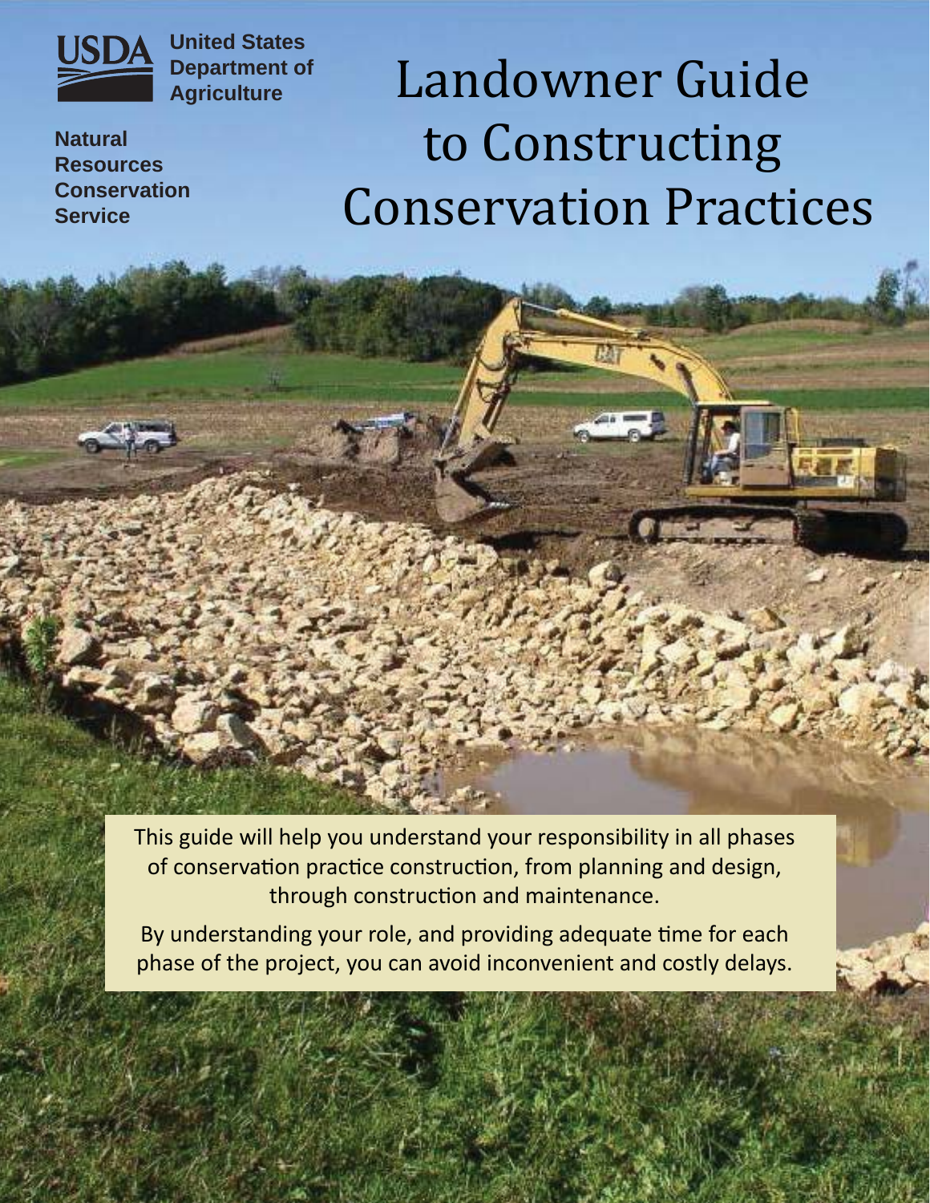USDA United States Department of Agriculture

Natural Resources Conservation Service

# Landowner Guide to Constructing Conservation Practices

This guide will help you understand your responsibility in all phases of conservation practice construction, from planning and design, through construction and maintenance.

By understanding your role, and providing adequate time for each phase of the project, you can avoid inconvenient and costly delays.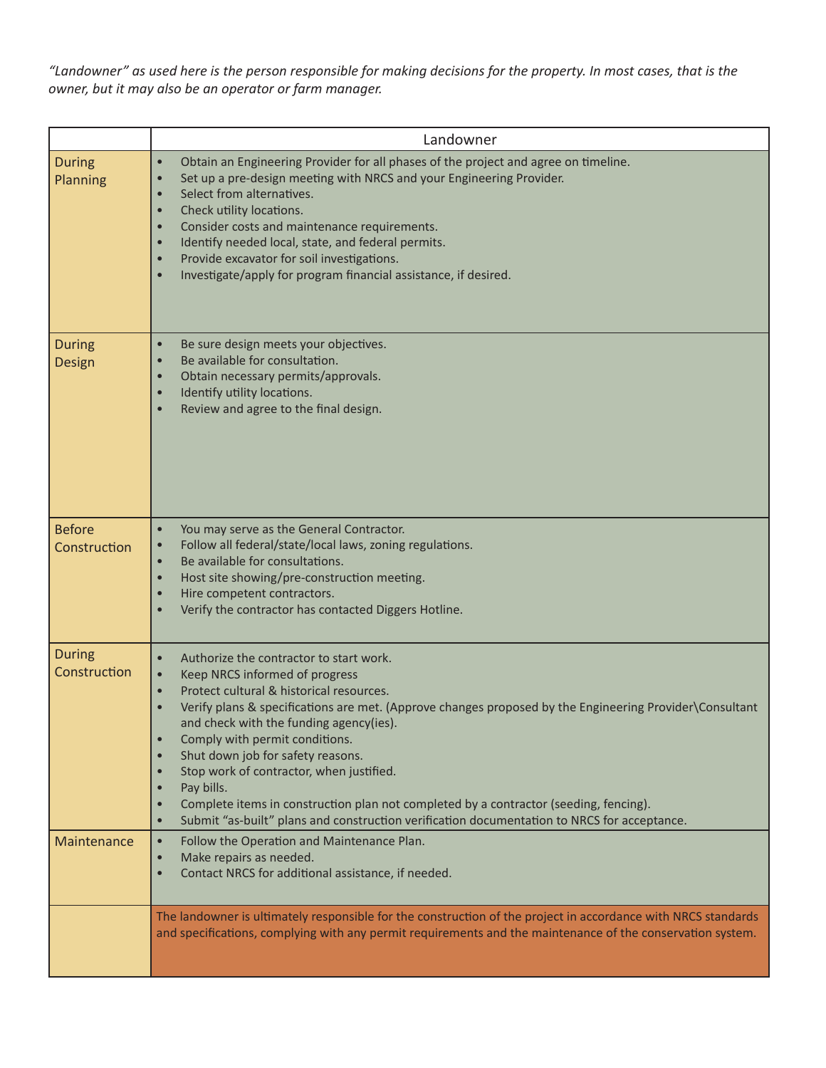*"Landowner" as used here is the person responsible for making decisions for the property. In most cases, that is the owner, but it may also be an operator or farm manager.*

| | Landowner |
|---|---|
| During Planning | • Obtain an Engineering Provider for all phases of the project and agree on timeline.<br>• Set up a pre-design meeting with NRCS and your Engineering Provider.<br>• Select from alternatives.<br>• Check utility locations.<br>• Consider costs and maintenance requirements.<br>• Identify needed local, state, and federal permits.<br>• Provide excavator for soil investigations.<br>• Investigate/apply for program financial assistance, if desired. |
| During Design | • Be sure design meets your objectives.<br>• Be available for consultation.<br>• Obtain necessary permits/approvals.<br>• Identify utility locations.<br>• Review and agree to the final design. |
| Before Construction | • You may serve as the General Contractor.<br>• Follow all federal/state/local laws, zoning regulations.<br>• Be available for consultations.<br>• Host site showing/pre-construction meeting.<br>• Hire competent contractors.<br>• Verify the contractor has contacted Diggers Hotline. |
| During Construction | • Authorize the contractor to start work.<br>• Keep NRCS informed of progress<br>• Protect cultural & historical resources.<br>• Verify plans & specifications are met. (Approve changes proposed by the Engineering Provider\Consultant and check with the funding agency(ies).<br>• Comply with permit conditions.<br>• Shut down job for safety reasons.<br>• Stop work of contractor, when justified.<br>• Pay bills.<br>• Complete items in construction plan not completed by a contractor (seeding, fencing).<br>• Submit "as-built" plans and construction verification documentation to NRCS for acceptance. |
| Maintenance | • Follow the Operation and Maintenance Plan.<br>• Make repairs as needed.<br>• Contact NRCS for additional assistance, if needed. |
| | The landowner is ultimately responsible for the construction of the project in accordance with NRCS standards and specifications, complying with any permit requirements and the maintenance of the conservation system. |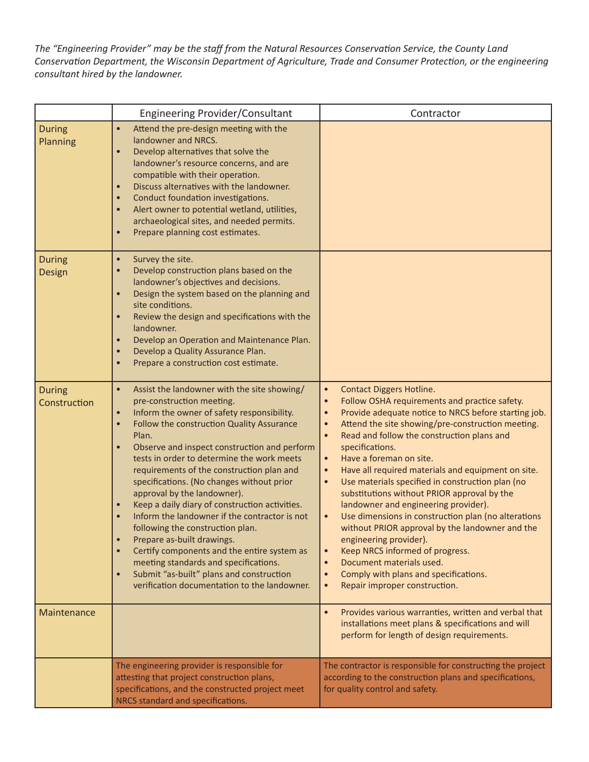*The "Engineering Provider" may be the staff from the Natural Resources Conservation Service, the County Land Conservation Department, the Wisconsin Department of Agriculture, Trade and Consumer Protection, or the engineering consultant hired by the landowner.*

| | Engineering Provider/Consultant | Contractor |
|---|---|---|
| During Planning | • Attend the pre-design meeting with the landowner and NRCS.<br>• Develop alternatives that solve the landowner's resource concerns, and are compatible with their operation.<br>• Discuss alternatives with the landowner.<br>• Conduct foundation investigations.<br>• Alert owner to potential wetland, utilities, archaeological sites, and needed permits.<br>• Prepare planning cost estimates. | |
| During Design | • Survey the site.<br>• Develop construction plans based on the landowner's objectives and decisions.<br>• Design the system based on the planning and site conditions.<br>• Review the design and specifications with the landowner.<br>• Develop an Operation and Maintenance Plan.<br>• Develop a Quality Assurance Plan.<br>• Prepare a construction cost estimate. | |
| During Construction | • Assist the landowner with the site showing/ pre-construction meeting.<br>• Inform the owner of safety responsibility.<br>• Follow the construction Quality Assurance Plan.<br>• Observe and inspect construction and perform tests in order to determine the work meets requirements of the construction plan and specifications. (No changes without prior approval by the landowner).<br>• Keep a daily diary of construction activities.<br>• Inform the landowner if the contractor is not following the construction plan.<br>• Prepare as-built drawings.<br>• Certify components and the entire system as meeting standards and specifications.<br>• Submit "as-built" plans and construction verification documentation to the landowner. | • Contact Diggers Hotline.<br>• Follow OSHA requirements and practice safety.<br>• Provide adequate notice to NRCS before starting job.<br>• Attend the site showing/pre-construction meeting.<br>• Read and follow the construction plans and specifications.<br>• Have a foreman on site.<br>• Have all required materials and equipment on site.<br>• Use materials specified in construction plan (no substitutions without PRIOR approval by the landowner and engineering provider).<br>• Use dimensions in construction plan (no alterations without PRIOR approval by the landowner and the engineering provider).<br>• Keep NRCS informed of progress.<br>• Document materials used.<br>• Comply with plans and specifications.<br>• Repair improper construction. |
| Maintenance | | • Provides various warranties, written and verbal that installations meet plans & specifications and will perform for length of design requirements. |
| | The engineering provider is responsible for attesting that project construction plans, specifications, and the constructed project meet NRCS standard and specifications. | The contractor is responsible for constructing the project according to the construction plans and specifications, for quality control and safety. |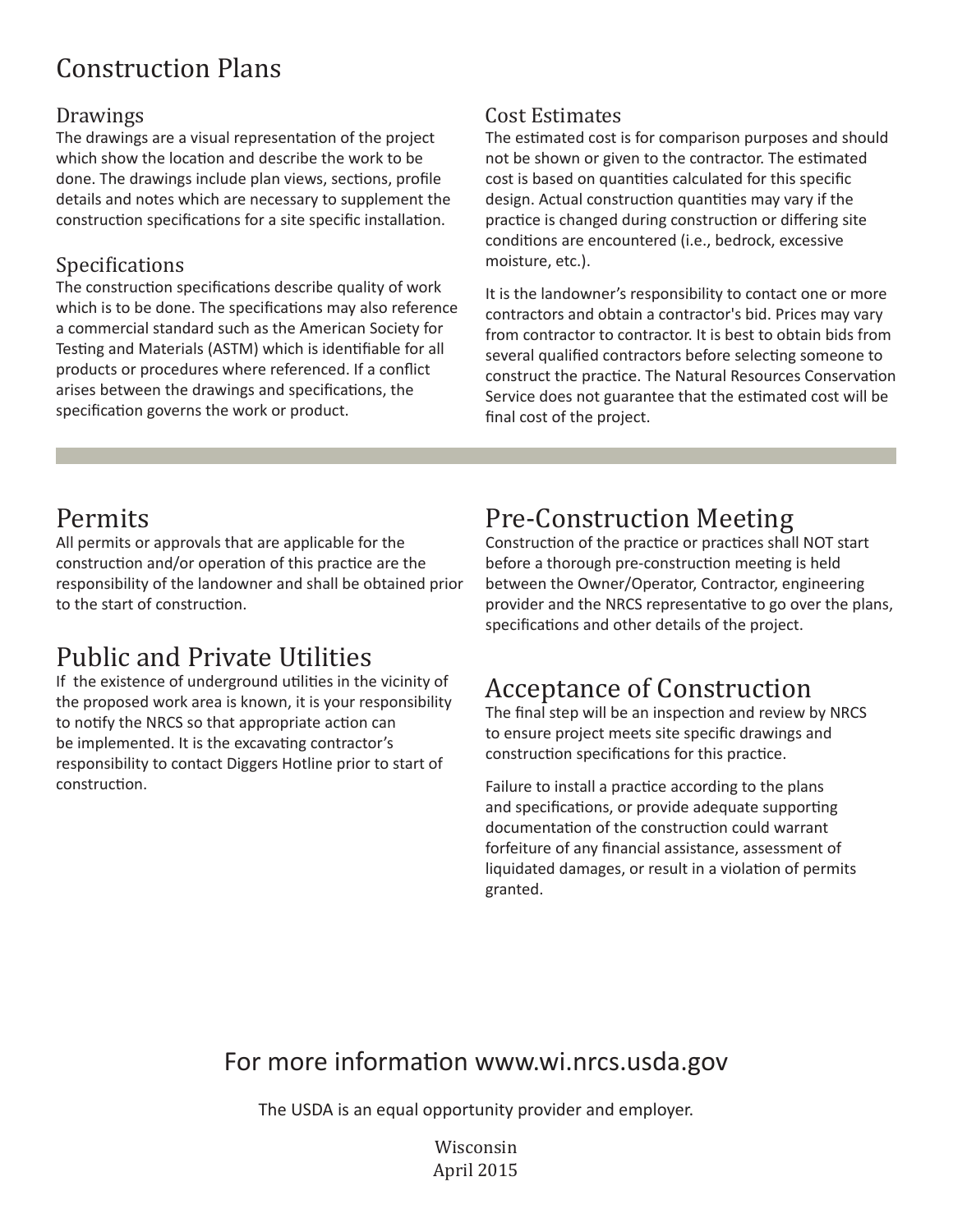# Construction Plans

## Drawings

The drawings are a visual representation of the project which show the location and describe the work to be done. The drawings include plan views, sections, profile details and notes which are necessary to supplement the construction specifications for a site specific installation.

## Specifications

The construction specifications describe quality of work which is to be done. The specifications may also reference a commercial standard such as the American Society for Testing and Materials (ASTM) which is identifiable for all products or procedures where referenced. If a conflict arises between the drawings and specifications, the specification governs the work or product.

## Cost Estimates

The estimated cost is for comparison purposes and should not be shown or given to the contractor. The estimated cost is based on quantities calculated for this specific design. Actual construction quantities may vary if the practice is changed during construction or differing site conditions are encountered (i.e., bedrock, excessive moisture, etc.).

It is the landowner's responsibility to contact one or more contractors and obtain a contractor's bid. Prices may vary from contractor to contractor. It is best to obtain bids from several qualified contractors before selecting someone to construct the practice. The Natural Resources Conservation Service does not guarantee that the estimated cost will be final cost of the project.

# Permits

All permits or approvals that are applicable for the construction and/or operation of this practice are the responsibility of the landowner and shall be obtained prior to the start of construction.

# Public and Private Utilities

If the existence of underground utilities in the vicinity of the proposed work area is known, it is your responsibility to notify the NRCS so that appropriate action can be implemented. It is the excavating contractor's responsibility to contact Diggers Hotline prior to start of construction.

# Pre-Construction Meeting

Construction of the practice or practices shall NOT start before a thorough pre-construction meeting is held between the Owner/Operator, Contractor, engineering provider and the NRCS representative to go over the plans, specifications and other details of the project.

# Acceptance of Construction

The final step will be an inspection and review by NRCS to ensure project meets site specific drawings and construction specifications for this practice.

Failure to install a practice according to the plans and specifications, or provide adequate supporting documentation of the construction could warrant forfeiture of any financial assistance, assessment of liquidated damages, or result in a violation of permits granted.

For more information www.wi.nrcs.usda.gov

The USDA is an equal opportunity provider and employer.

Wisconsin
April 2015